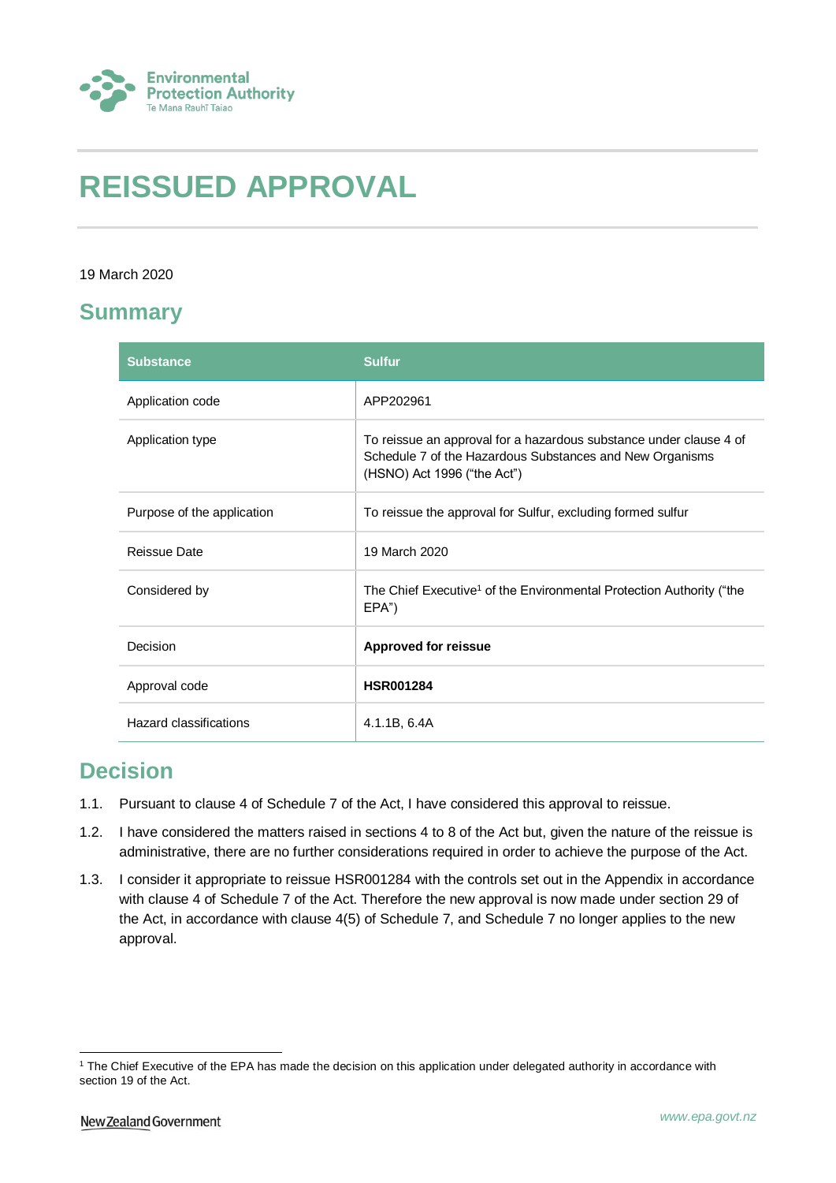# REISSUED APPROVAL

19 March 2020

## Summary

| Substance | Sulfur |
|---|---|
| Application code | APP202961 |
| Application type | To reissue an approval for a hazardous substance under clause 4 of Schedule 7 of the Hazardous Substances and New Organisms (HSNO) Act 1996 ("the Act") |
| Purpose of the application | To reissue the approval for Sulfur, excluding formed sulfur |
| Reissue Date | 19 March 2020 |
| Considered by | The Chief Executive[1] of the Environmental Protection Authority ("the EPA") |
| Decision | **Approved for reissue** |
| Approval code | **HSR001284** |
| Hazard classifications | 4.1.1B, 6.4A |

## Decision

1.1. Pursuant to clause 4 of Schedule 7 of the Act, I have considered this approval to reissue.

1.2. I have considered the matters raised in sections 4 to 8 of the Act but, given the nature of the reissue is administrative, there are no further considerations required in order to achieve the purpose of the Act.

1.3. I consider it appropriate to reissue HSR001284 with the controls set out in the Appendix in accordance with clause 4 of Schedule 7 of the Act. Therefore the new approval is now made under section 29 of the Act, in accordance with clause 4(5) of Schedule 7, and Schedule 7 no longer applies to the new approval.

[1] The Chief Executive of the EPA has made the decision on this application under delegated authority in accordance with section 19 of the Act.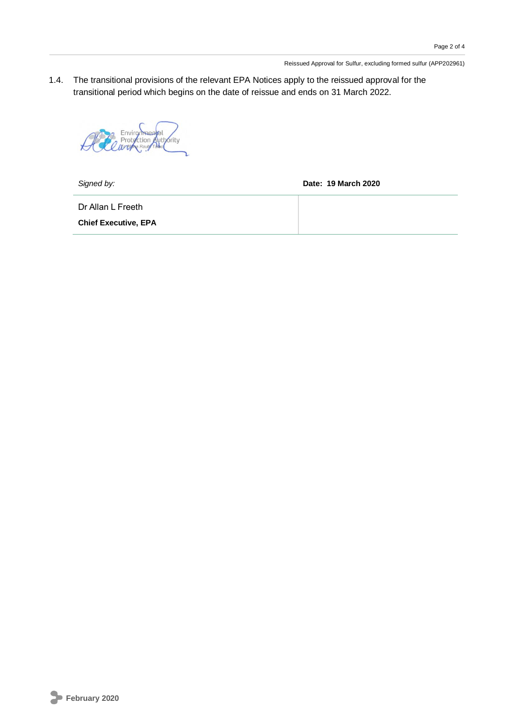1.4. The transitional provisions of the relevant EPA Notices apply to the reissued approval for the transitional period which begins on the date of reissue and ends on 31 March 2022.

| | |
|---|---|
| *Signed by:* | **Date: 19 March 2020** |
| Dr Allan L Freeth<br>**Chief Executive, EPA** | |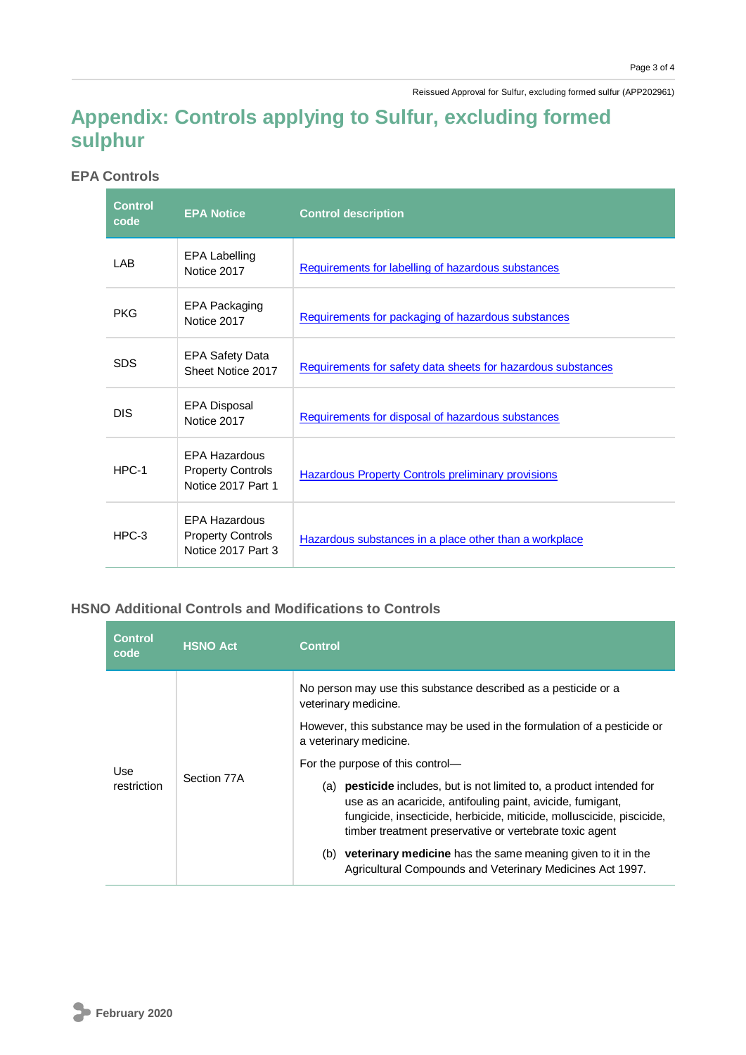# Appendix: Controls applying to Sulfur, excluding formed sulphur

## EPA Controls

| Control code | EPA Notice | Control description |
|---|---|---|
| LAB | EPA Labelling Notice 2017 | Requirements for labelling of hazardous substances |
| PKG | EPA Packaging Notice 2017 | Requirements for packaging of hazardous substances |
| SDS | EPA Safety Data Sheet Notice 2017 | Requirements for safety data sheets for hazardous substances |
| DIS | EPA Disposal Notice 2017 | Requirements for disposal of hazardous substances |
| HPC-1 | EPA Hazardous Property Controls Notice 2017 Part 1 | Hazardous Property Controls preliminary provisions |
| HPC-3 | EPA Hazardous Property Controls Notice 2017 Part 3 | Hazardous substances in a place other than a workplace |

## HSNO Additional Controls and Modifications to Controls

| Control code | HSNO Act | Control |
|---|---|---|
| Use restriction | Section 77A | No person may use this substance described as a pesticide or a veterinary medicine.<br><br>However, this substance may be used in the formulation of a pesticide or a veterinary medicine.<br><br>For the purpose of this control—<br><br>(a) **pesticide** includes, but is not limited to, a product intended for use as an acaricide, antifouling paint, avicide, fumigant, fungicide, insecticide, herbicide, miticide, molluscicide, piscicide, timber treatment preservative or vertebrate toxic agent<br><br>(b) **veterinary medicine** has the same meaning given to it in the Agricultural Compounds and Veterinary Medicines Act 1997. |

February 2020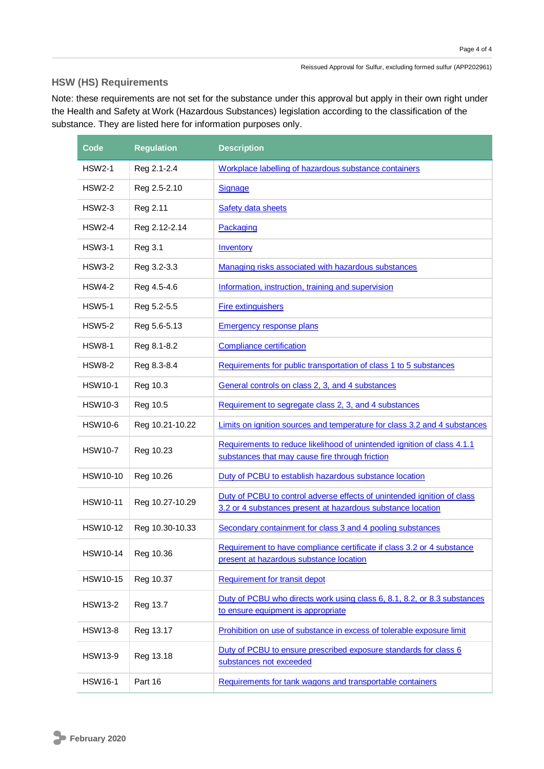## HSW (HS) Requirements

Note: these requirements are not set for the substance under this approval but apply in their own right under the Health and Safety at Work (Hazardous Substances) legislation according to the classification of the substance. They are listed here for information purposes only.

| Code | Regulation | Description |
|---|---|---|
| HSW2-1 | Reg 2.1-2.4 | Workplace labelling of hazardous substance containers |
| HSW2-2 | Reg 2.5-2.10 | Signage |
| HSW2-3 | Reg 2.11 | Safety data sheets |
| HSW2-4 | Reg 2.12-2.14 | Packaging |
| HSW3-1 | Reg 3.1 | Inventory |
| HSW3-2 | Reg 3.2-3.3 | Managing risks associated with hazardous substances |
| HSW4-2 | Reg 4.5-4.6 | Information, instruction, training and supervision |
| HSW5-1 | Reg 5.2-5.5 | Fire extinguishers |
| HSW5-2 | Reg 5.6-5.13 | Emergency response plans |
| HSW8-1 | Reg 8.1-8.2 | Compliance certification |
| HSW8-2 | Reg 8.3-8.4 | Requirements for public transportation of class 1 to 5 substances |
| HSW10-1 | Reg 10.3 | General controls on class 2, 3, and 4 substances |
| HSW10-3 | Reg 10.5 | Requirement to segregate class 2, 3, and 4 substances |
| HSW10-6 | Reg 10.21-10.22 | Limits on ignition sources and temperature for class 3.2 and 4 substances |
| HSW10-7 | Reg 10.23 | Requirements to reduce likelihood of unintended ignition of class 4.1.1 substances that may cause fire through friction |
| HSW10-10 | Reg 10.26 | Duty of PCBU to establish hazardous substance location |
| HSW10-11 | Reg 10.27-10.29 | Duty of PCBU to control adverse effects of unintended ignition of class 3.2 or 4 substances present at hazardous substance location |
| HSW10-12 | Reg 10.30-10.33 | Secondary containment for class 3 and 4 pooling substances |
| HSW10-14 | Reg 10.36 | Requirement to have compliance certificate if class 3.2 or 4 substance present at hazardous substance location |
| HSW10-15 | Reg 10.37 | Requirement for transit depot |
| HSW13-2 | Reg 13.7 | Duty of PCBU who directs work using class 6, 8.1, 8.2, or 8.3 substances to ensure equipment is appropriate |
| HSW13-8 | Reg 13.17 | Prohibition on use of substance in excess of tolerable exposure limit |
| HSW13-9 | Reg 13.18 | Duty of PCBU to ensure prescribed exposure standards for class 6 substances not exceeded |
| HSW16-1 | Part 16 | Requirements for tank wagons and transportable containers |